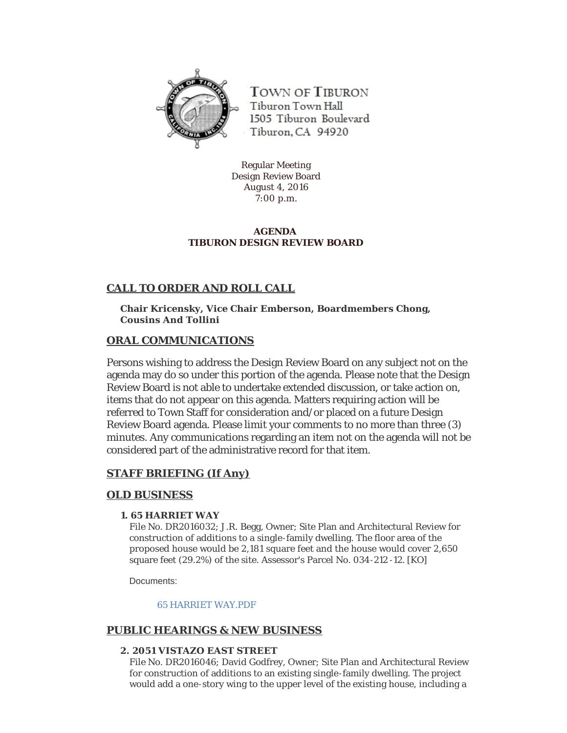TOWN OF TIBURON
Tiburon Town Hall
1505 Tiburon Boulevard
Tiburon, CA 94920

Regular Meeting
Design Review Board
August 4, 2016
7:00 p.m.

**AGENDA**
**TIBURON DESIGN REVIEW BOARD**

## CALL TO ORDER AND ROLL CALL

**Chair Kricensky, Vice Chair Emberson, Boardmembers Chong, Cousins And Tollini**

## ORAL COMMUNICATIONS

Persons wishing to address the Design Review Board on any subject not on the agenda may do so under this portion of the agenda. Please note that the Design Review Board is not able to undertake extended discussion, or take action on, items that do not appear on this agenda. Matters requiring action will be referred to Town Staff for consideration and/or placed on a future Design Review Board agenda. Please limit your comments to no more than three (3) minutes. Any communications regarding an item not on the agenda will not be considered part of the administrative record for that item.

## STAFF BRIEFING (If Any)

## OLD BUSINESS

### 1. 65 HARRIET WAY

File No. DR2016032; J.R. Begg, Owner; Site Plan and Architectural Review for construction of additions to a single-family dwelling. The floor area of the proposed house would be 2,181 square feet and the house would cover 2,650 square feet (29.2%) of the site. Assessor's Parcel No. 034-212-12. [KO]

Documents:

65 HARRIET WAY.PDF

## PUBLIC HEARINGS & NEW BUSINESS

### 2. 2051 VISTAZO EAST STREET

File No. DR2016046; David Godfrey, Owner; Site Plan and Architectural Review for construction of additions to an existing single-family dwelling. The project would add a one-story wing to the upper level of the existing house, including a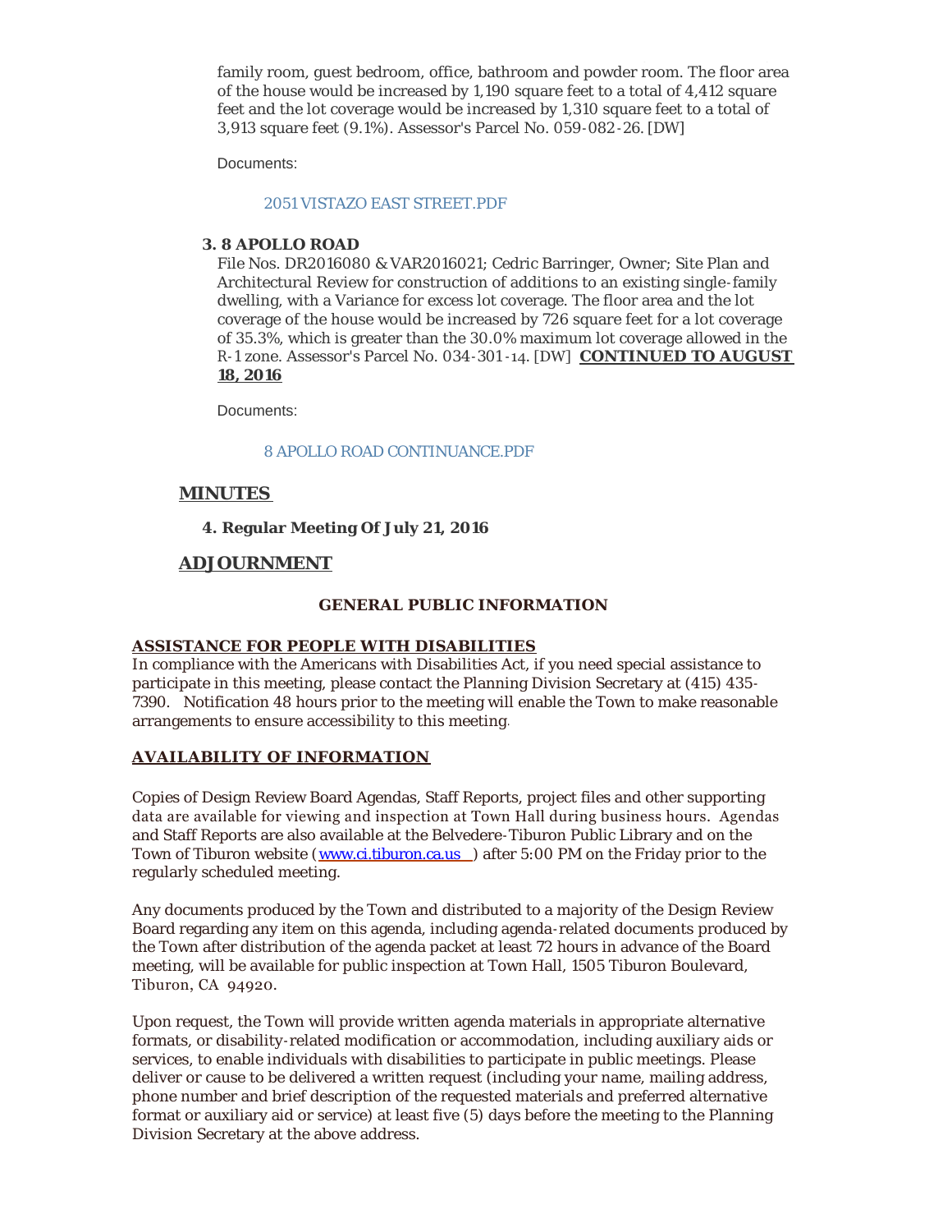family room, guest bedroom, office, bathroom and powder room. The floor area of the house would be increased by 1,190 square feet to a total of 4,412 square feet and the lot coverage would be increased by 1,310 square feet to a total of 3,913 square feet (9.1%). Assessor's Parcel No. 059-082-26. [DW]

Documents:

2051 VISTAZO EAST STREET.PDF

**3. 8 APOLLO ROAD**

File Nos. DR2016080 & VAR2016021; Cedric Barringer, Owner; Site Plan and Architectural Review for construction of additions to an existing single-family dwelling, with a Variance for excess lot coverage. The floor area and the lot coverage of the house would be increased by 726 square feet for a lot coverage of 35.3%, which is greater than the 30.0% maximum lot coverage allowed in the R-1 zone. Assessor's Parcel No. 034-301-14. [DW] **CONTINUED TO AUGUST 18, 2016**

Documents:

8 APOLLO ROAD CONTINUANCE.PDF

## MINUTES

**4. Regular Meeting Of July 21, 2016**

## ADJOURNMENT

### GENERAL PUBLIC INFORMATION

**ASSISTANCE FOR PEOPLE WITH DISABILITIES**

In compliance with the Americans with Disabilities Act, if you need special assistance to participate in this meeting, please contact the Planning Division Secretary at (415) 435-7390. Notification 48 hours prior to the meeting will enable the Town to make reasonable arrangements to ensure accessibility to this meeting.

**AVAILABILITY OF INFORMATION**

Copies of Design Review Board Agendas, Staff Reports, project files and other supporting data are available for viewing and inspection at Town Hall during business hours. Agendas and Staff Reports are also available at the Belvedere-Tiburon Public Library and on the Town of Tiburon website (www.ci.tiburon.ca.us) after 5:00 PM on the Friday prior to the regularly scheduled meeting.

Any documents produced by the Town and distributed to a majority of the Design Review Board regarding any item on this agenda, including agenda-related documents produced by the Town after distribution of the agenda packet at least 72 hours in advance of the Board meeting, will be available for public inspection at Town Hall, 1505 Tiburon Boulevard, Tiburon, CA 94920.

Upon request, the Town will provide written agenda materials in appropriate alternative formats, or disability-related modification or accommodation, including auxiliary aids or services, to enable individuals with disabilities to participate in public meetings. Please deliver or cause to be delivered a written request (including your name, mailing address, phone number and brief description of the requested materials and preferred alternative format or auxiliary aid or service) at least five (5) days before the meeting to the Planning Division Secretary at the above address.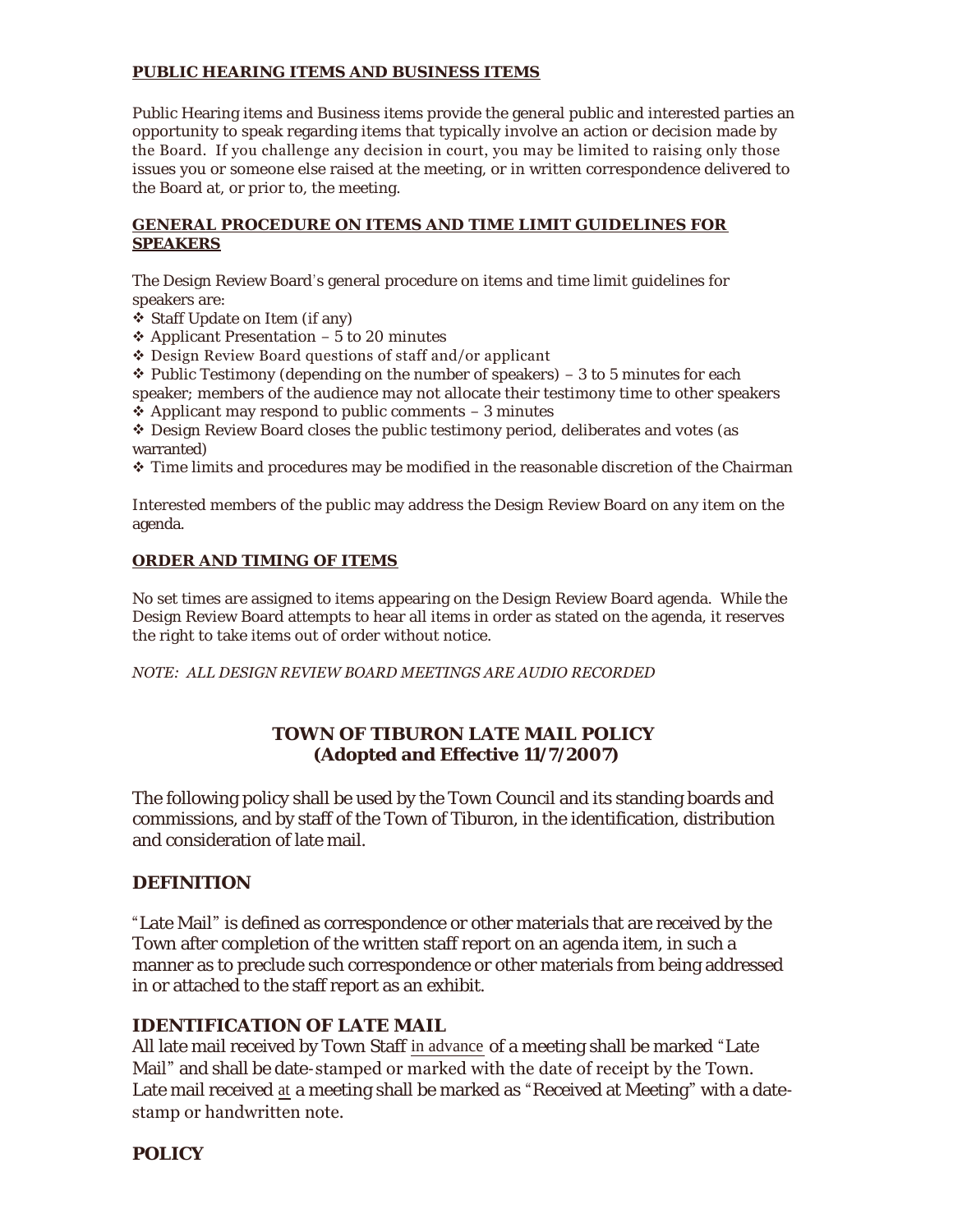**PUBLIC HEARING ITEMS AND BUSINESS ITEMS**

Public Hearing items and Business items provide the general public and interested parties an opportunity to speak regarding items that typically involve an action or decision made by the Board. If you challenge any decision in court, you may be limited to raising only those issues you or someone else raised at the meeting, or in written correspondence delivered to the Board at, or prior to, the meeting.

**GENERAL PROCEDURE ON ITEMS AND TIME LIMIT GUIDELINES FOR SPEAKERS**

The Design Review Board's general procedure on items and time limit guidelines for speakers are:

- ❖ Staff Update on Item (if any)
- ❖ Applicant Presentation – 5 to 20 minutes
- ❖ Design Review Board questions of staff and/or applicant
- ❖ Public Testimony (depending on the number of speakers) – 3 to 5 minutes for each speaker; members of the audience may not allocate their testimony time to other speakers
- ❖ Applicant may respond to public comments – 3 minutes
- ❖ Design Review Board closes the public testimony period, deliberates and votes (as warranted)
- ❖ Time limits and procedures may be modified in the reasonable discretion of the Chairman

Interested members of the public may address the Design Review Board on any item on the agenda.

**ORDER AND TIMING OF ITEMS**

No set times are assigned to items appearing on the Design Review Board agenda. While the Design Review Board attempts to hear all items in order as stated on the agenda, it reserves the right to take items out of order without notice.

*NOTE: ALL DESIGN REVIEW BOARD MEETINGS ARE AUDIO RECORDED*

## TOWN OF TIBURON LATE MAIL POLICY (Adopted and Effective 11/7/2007)

The following policy shall be used by the Town Council and its standing boards and commissions, and by staff of the Town of Tiburon, in the identification, distribution and consideration of late mail.

### DEFINITION

"Late Mail" is defined as correspondence or other materials that are received by the Town after completion of the written staff report on an agenda item, in such a manner as to preclude such correspondence or other materials from being addressed in or attached to the staff report as an exhibit.

### IDENTIFICATION OF LATE MAIL

All late mail received by Town Staff in advance of a meeting shall be marked "Late Mail" and shall be date-stamped or marked with the date of receipt by the Town. Late mail received at a meeting shall be marked as "Received at Meeting" with a date-stamp or handwritten note.

### POLICY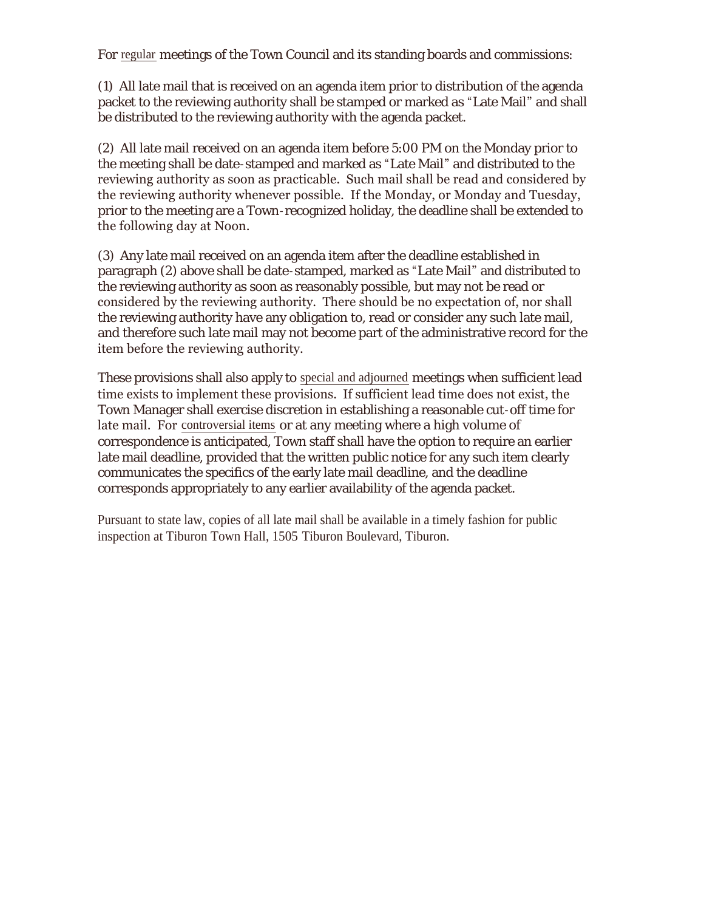For regular meetings of the Town Council and its standing boards and commissions:

(1) All late mail that is received on an agenda item prior to distribution of the agenda packet to the reviewing authority shall be stamped or marked as "Late Mail" and shall be distributed to the reviewing authority with the agenda packet.

(2) All late mail received on an agenda item before 5:00 PM on the Monday prior to the meeting shall be date-stamped and marked as "Late Mail" and distributed to the reviewing authority as soon as practicable. Such mail shall be read and considered by the reviewing authority whenever possible. If the Monday, or Monday and Tuesday, prior to the meeting are a Town-recognized holiday, the deadline shall be extended to the following day at Noon.

(3) Any late mail received on an agenda item after the deadline established in paragraph (2) above shall be date-stamped, marked as "Late Mail" and distributed to the reviewing authority as soon as reasonably possible, but may not be read or considered by the reviewing authority. There should be no expectation of, nor shall the reviewing authority have any obligation to, read or consider any such late mail, and therefore such late mail may not become part of the administrative record for the item before the reviewing authority.

These provisions shall also apply to special and adjourned meetings when sufficient lead time exists to implement these provisions. If sufficient lead time does not exist, the Town Manager shall exercise discretion in establishing a reasonable cut-off time for late mail. For controversial items or at any meeting where a high volume of correspondence is anticipated, Town staff shall have the option to require an earlier late mail deadline, provided that the written public notice for any such item clearly communicates the specifics of the early late mail deadline, and the deadline corresponds appropriately to any earlier availability of the agenda packet.

Pursuant to state law, copies of all late mail shall be available in a timely fashion for public inspection at Tiburon Town Hall, 1505 Tiburon Boulevard, Tiburon.